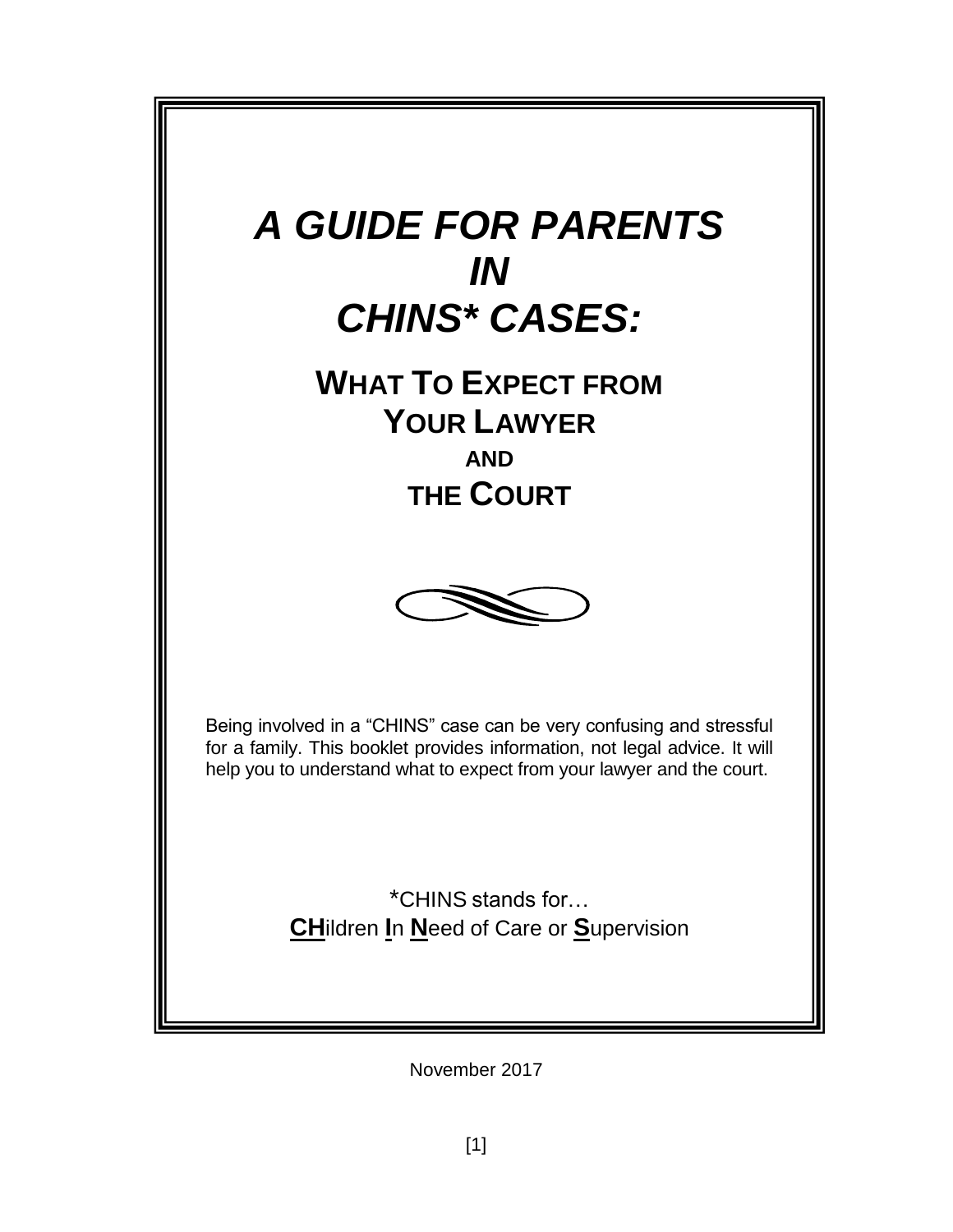# *A GUIDE FOR PARENTS IN CHINS* CASES:*

## WHAT TO EXPECT FROM YOUR LAWYER AND THE COURT

Being involved in a "CHINS" case can be very confusing and stressful for a family. This booklet provides information, not legal advice. It will help you to understand what to expect from your lawyer and the court.

*CHINS stands for…
**CH**ildren **I**n **N**eed of Care or **S**upervision

November 2017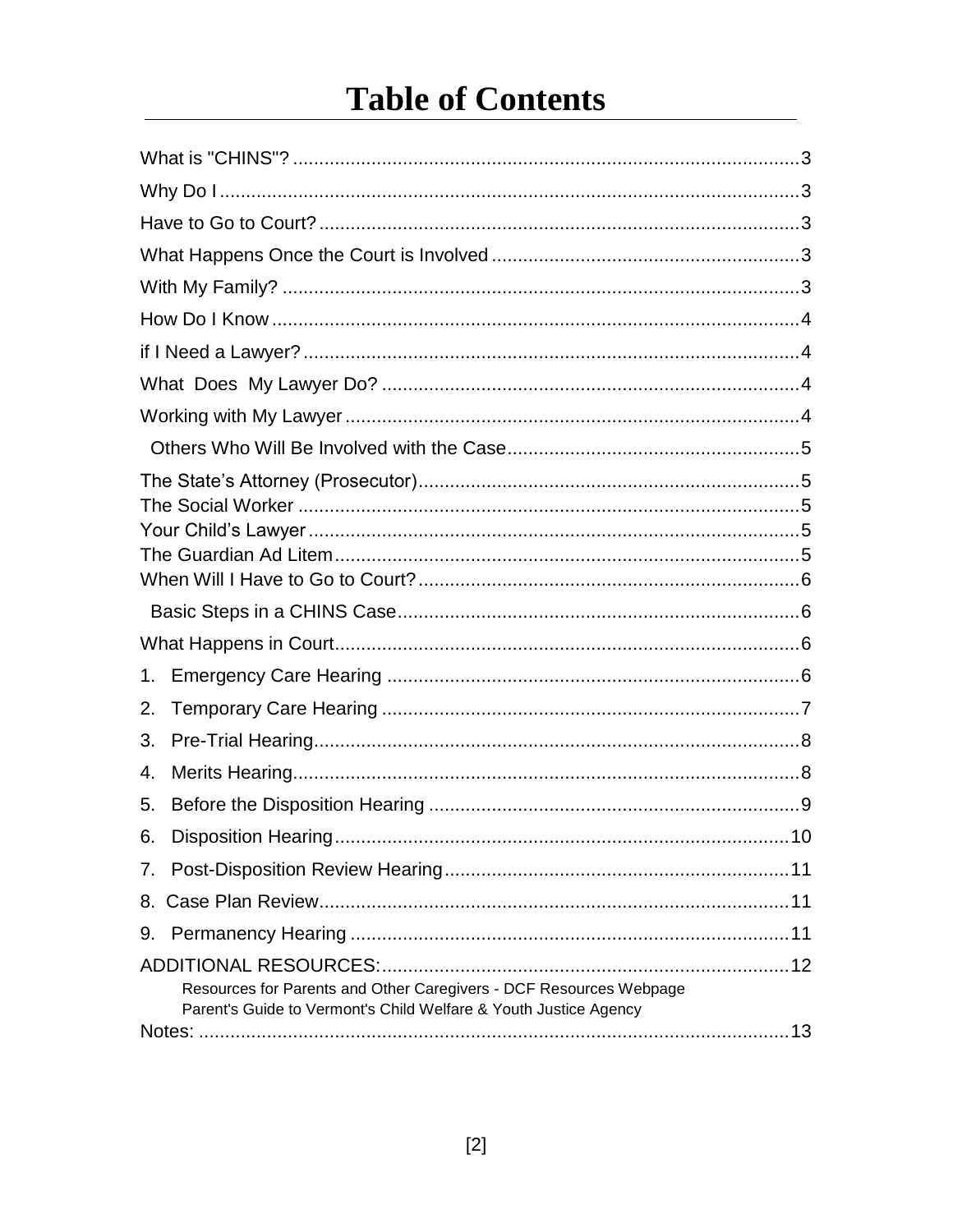# Table of Contents

What is "CHINS"? .......... 3

Why Do I .......... 3

Have to Go to Court? .......... 3

What Happens Once the Court is Involved .......... 3

With My Family? .......... 3

How Do I Know .......... 4

if I Need a Lawyer? .......... 4

What Does My Lawyer Do? .......... 4

Working with My Lawyer .......... 4

Others Who Will Be Involved with the Case .......... 5

The State's Attorney (Prosecutor) .......... 5
The Social Worker .......... 5
Your Child's Lawyer .......... 5
The Guardian Ad Litem .......... 5
When Will I Have to Go to Court? .......... 6

Basic Steps in a CHINS Case .......... 6

What Happens in Court .......... 6

1. Emergency Care Hearing .......... 6
2. Temporary Care Hearing .......... 7
3. Pre-Trial Hearing .......... 8
4. Merits Hearing .......... 8
5. Before the Disposition Hearing .......... 9
6. Disposition Hearing .......... 10
7. Post-Disposition Review Hearing .......... 11
8. Case Plan Review .......... 11
9. Permanency Hearing .......... 11

ADDITIONAL RESOURCES: .......... 12
Resources for Parents and Other Caregivers - DCF Resources Webpage
Parent's Guide to Vermont's Child Welfare & Youth Justice Agency
Notes: .......... 13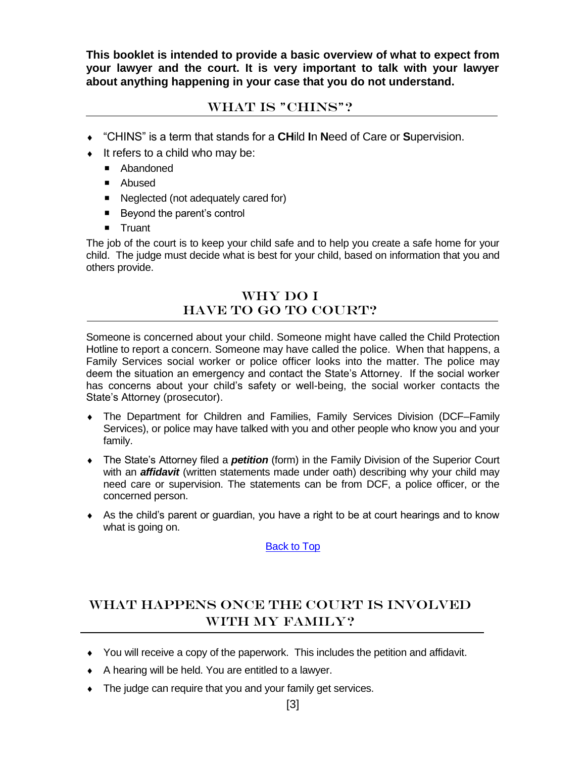**This booklet is intended to provide a basic overview of what to expect from your lawyer and the court. It is very important to talk with your lawyer about anything happening in your case that you do not understand.**

## WHAT IS "CHINS"?

- "CHINS" is a term that stands for a **CH**ild **I**n **N**eed of Care or **S**upervision.
- It refers to a child who may be:
  - Abandoned
  - Abused
  - Neglected (not adequately cared for)
  - Beyond the parent's control
  - Truant

The job of the court is to keep your child safe and to help you create a safe home for your child. The judge must decide what is best for your child, based on information that you and others provide.

## WHY DO I HAVE TO GO TO COURT?

Someone is concerned about your child. Someone might have called the Child Protection Hotline to report a concern. Someone may have called the police. When that happens, a Family Services social worker or police officer looks into the matter. The police may deem the situation an emergency and contact the State's Attorney. If the social worker has concerns about your child's safety or well-being, the social worker contacts the State's Attorney (prosecutor).

- The Department for Children and Families, Family Services Division (DCF–Family Services), or police may have talked with you and other people who know you and your family.
- The State's Attorney filed a ***petition*** (form) in the Family Division of the Superior Court with an ***affidavit*** (written statements made under oath) describing why your child may need care or supervision. The statements can be from DCF, a police officer, or the concerned person.
- As the child's parent or guardian, you have a right to be at court hearings and to know what is going on.

Back to Top

## WHAT HAPPENS ONCE THE COURT IS INVOLVED WITH MY FAMILY?

- You will receive a copy of the paperwork. This includes the petition and affidavit.
- A hearing will be held. You are entitled to a lawyer.
- The judge can require that you and your family get services.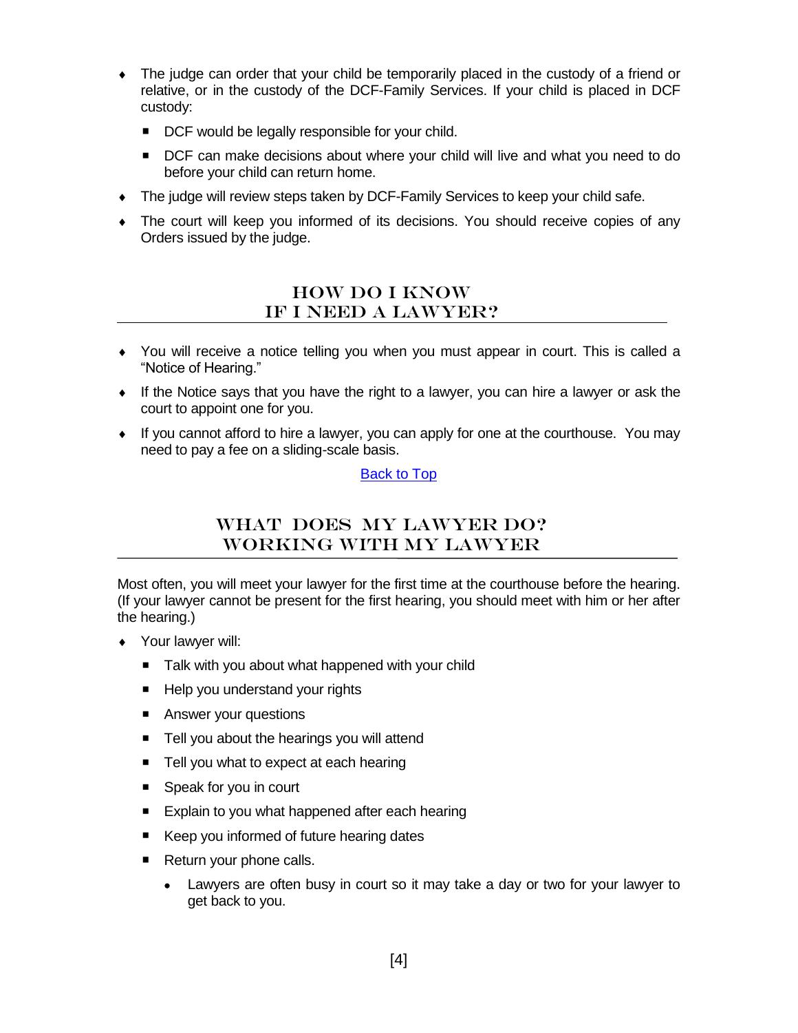- The judge can order that your child be temporarily placed in the custody of a friend or relative, or in the custody of the DCF-Family Services. If your child is placed in DCF custody:
  - DCF would be legally responsible for your child.
  - DCF can make decisions about where your child will live and what you need to do before your child can return home.
- The judge will review steps taken by DCF-Family Services to keep your child safe.
- The court will keep you informed of its decisions. You should receive copies of any Orders issued by the judge.

## HOW DO I KNOW IF I NEED A LAWYER?

- You will receive a notice telling you when you must appear in court. This is called a "Notice of Hearing."
- If the Notice says that you have the right to a lawyer, you can hire a lawyer or ask the court to appoint one for you.
- If you cannot afford to hire a lawyer, you can apply for one at the courthouse. You may need to pay a fee on a sliding-scale basis.

Back to Top

## WHAT DOES MY LAWYER DO? WORKING WITH MY LAWYER

Most often, you will meet your lawyer for the first time at the courthouse before the hearing. (If your lawyer cannot be present for the first hearing, you should meet with him or her after the hearing.)

- Your lawyer will:
  - Talk with you about what happened with your child
  - Help you understand your rights
  - Answer your questions
  - Tell you about the hearings you will attend
  - Tell you what to expect at each hearing
  - Speak for you in court
  - Explain to you what happened after each hearing
  - Keep you informed of future hearing dates
  - Return your phone calls.
    - Lawyers are often busy in court so it may take a day or two for your lawyer to get back to you.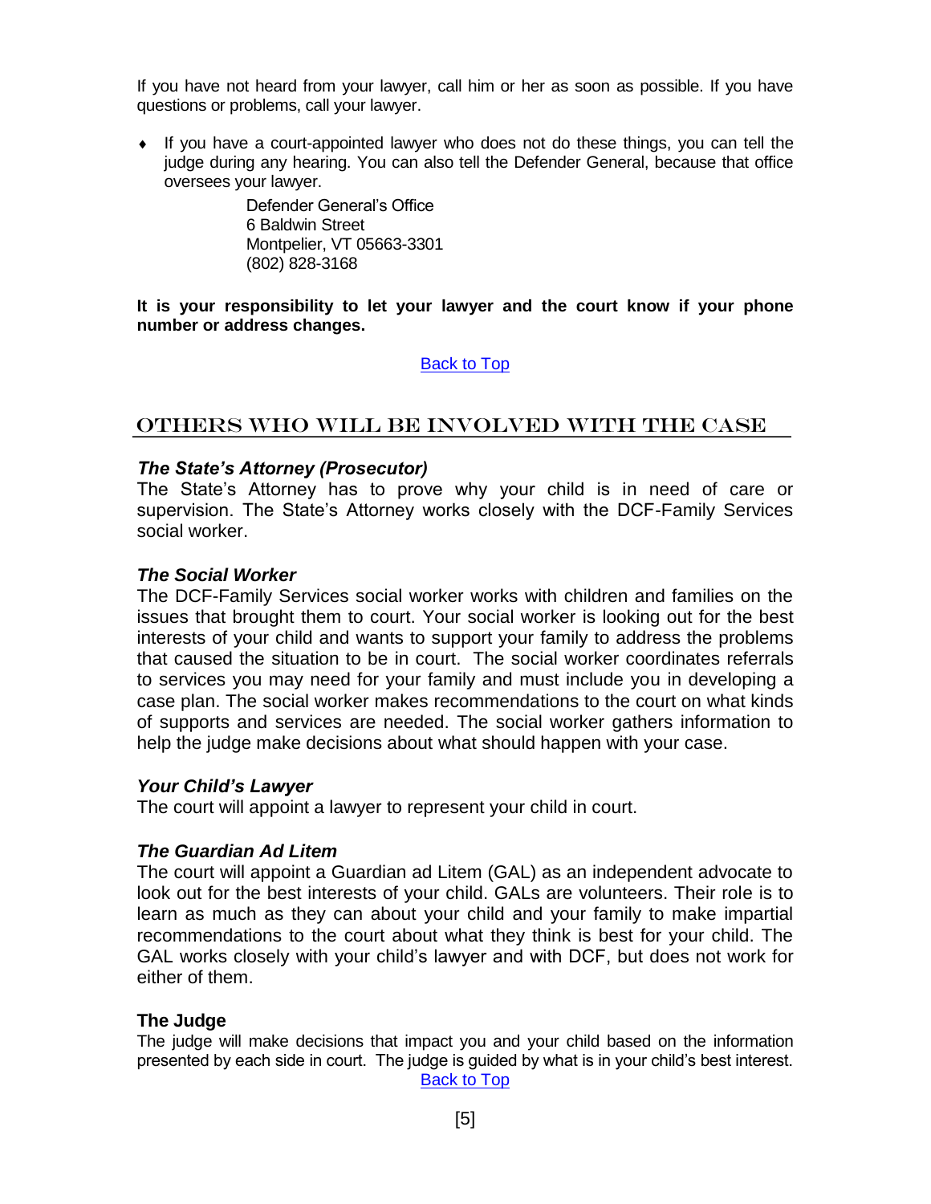If you have not heard from your lawyer, call him or her as soon as possible. If you have questions or problems, call your lawyer.

- If you have a court-appointed lawyer who does not do these things, you can tell the judge during any hearing. You can also tell the Defender General, because that office oversees your lawyer.

  Defender General's Office
  6 Baldwin Street
  Montpelier, VT 05663-3301
  (802) 828-3168

**It is your responsibility to let your lawyer and the court know if your phone number or address changes.**

Back to Top

## Others Who Will Be Involved With The Case

### *The State's Attorney (Prosecutor)*

The State's Attorney has to prove why your child is in need of care or supervision. The State's Attorney works closely with the DCF-Family Services social worker.

### *The Social Worker*

The DCF-Family Services social worker works with children and families on the issues that brought them to court. Your social worker is looking out for the best interests of your child and wants to support your family to address the problems that caused the situation to be in court. The social worker coordinates referrals to services you may need for your family and must include you in developing a case plan. The social worker makes recommendations to the court on what kinds of supports and services are needed. The social worker gathers information to help the judge make decisions about what should happen with your case.

### *Your Child's Lawyer*

The court will appoint a lawyer to represent your child in court.

### *The Guardian Ad Litem*

The court will appoint a Guardian ad Litem (GAL) as an independent advocate to look out for the best interests of your child. GALs are volunteers. Their role is to learn as much as they can about your child and your family to make impartial recommendations to the court about what they think is best for your child. The GAL works closely with your child's lawyer and with DCF, but does not work for either of them.

### **The Judge**

The judge will make decisions that impact you and your child based on the information presented by each side in court. The judge is guided by what is in your child's best interest.

Back to Top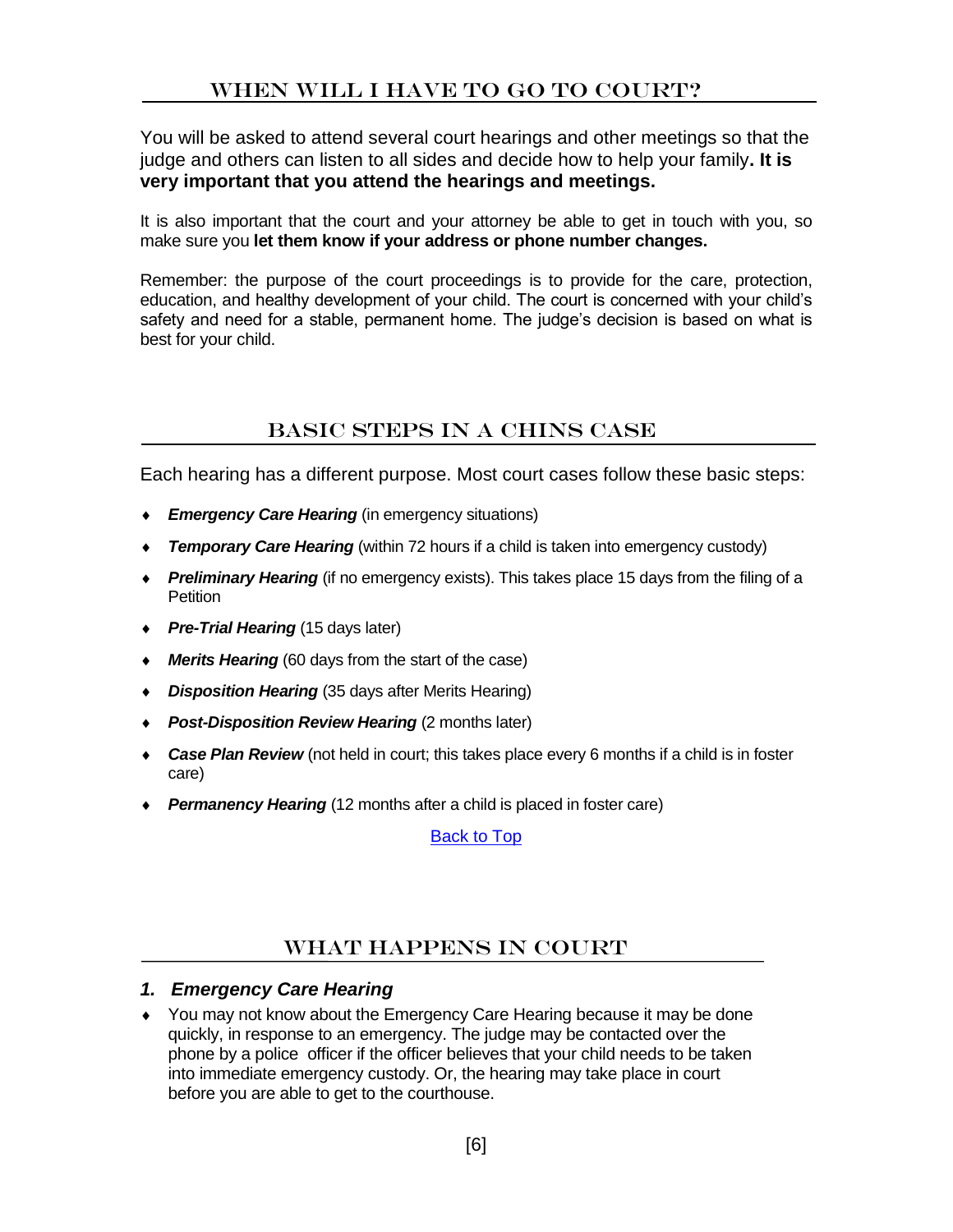## When Will I Have to Go to Court?

You will be asked to attend several court hearings and other meetings so that the judge and others can listen to all sides and decide how to help your family**. It is very important that you attend the hearings and meetings.**

It is also important that the court and your attorney be able to get in touch with you, so make sure you **let them know if your address or phone number changes.**

Remember: the purpose of the court proceedings is to provide for the care, protection, education, and healthy development of your child. The court is concerned with your child's safety and need for a stable, permanent home. The judge's decision is based on what is best for your child.

## Basic Steps in a CHINS Case

Each hearing has a different purpose. Most court cases follow these basic steps:

- ***Emergency Care Hearing*** (in emergency situations)
- ***Temporary Care Hearing*** (within 72 hours if a child is taken into emergency custody)
- ***Preliminary Hearing*** (if no emergency exists). This takes place 15 days from the filing of a Petition
- ***Pre-Trial Hearing*** (15 days later)
- ***Merits Hearing*** (60 days from the start of the case)
- ***Disposition Hearing*** (35 days after Merits Hearing)
- ***Post-Disposition Review Hearing*** (2 months later)
- ***Case Plan Review*** (not held in court; this takes place every 6 months if a child is in foster care)
- ***Permanency Hearing*** (12 months after a child is placed in foster care)

Back to Top

## What Happens in Court

### *1. Emergency Care Hearing*

- You may not know about the Emergency Care Hearing because it may be done quickly, in response to an emergency. The judge may be contacted over the phone by a police officer if the officer believes that your child needs to be taken into immediate emergency custody. Or, the hearing may take place in court before you are able to get to the courthouse.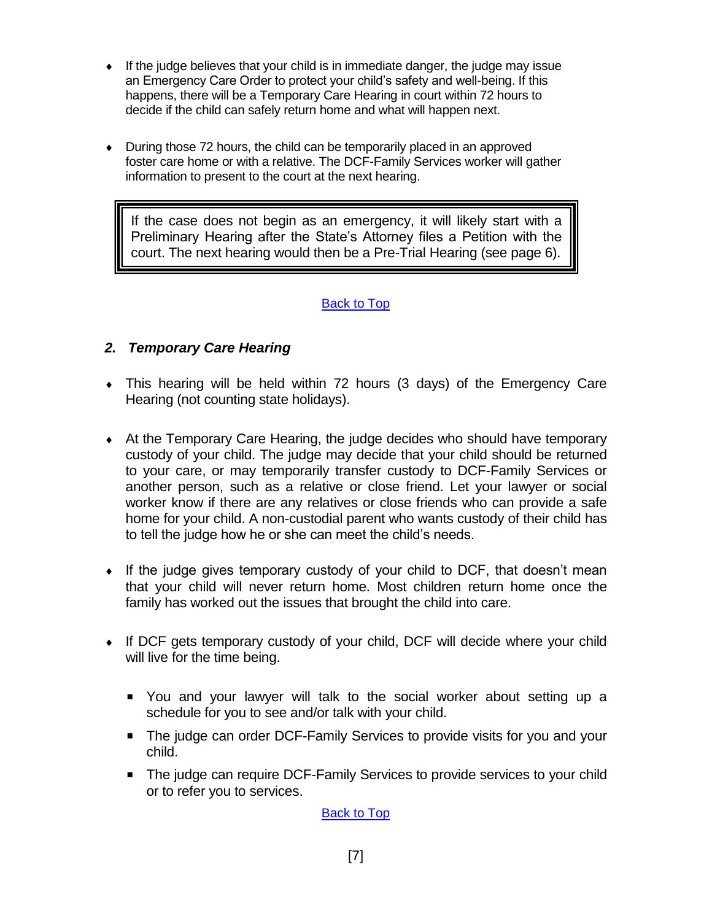- If the judge believes that your child is in immediate danger, the judge may issue an Emergency Care Order to protect your child's safety and well-being. If this happens, there will be a Temporary Care Hearing in court within 72 hours to decide if the child can safely return home and what will happen next.

- During those 72 hours, the child can be temporarily placed in an approved foster care home or with a relative. The DCF-Family Services worker will gather information to present to the court at the next hearing.

> If the case does not begin as an emergency, it will likely start with a Preliminary Hearing after the State's Attorney files a Petition with the court. The next hearing would then be a Pre-Trial Hearing (see page 6).

[Back to Top]

### 2. *Temporary Care Hearing*

- This hearing will be held within 72 hours (3 days) of the Emergency Care Hearing (not counting state holidays).

- At the Temporary Care Hearing, the judge decides who should have temporary custody of your child. The judge may decide that your child should be returned to your care, or may temporarily transfer custody to DCF-Family Services or another person, such as a relative or close friend. Let your lawyer or social worker know if there are any relatives or close friends who can provide a safe home for your child. A non-custodial parent who wants custody of their child has to tell the judge how he or she can meet the child's needs.

- If the judge gives temporary custody of your child to DCF, that doesn't mean that your child will never return home. Most children return home once the family has worked out the issues that brought the child into care.

- If DCF gets temporary custody of your child, DCF will decide where your child will live for the time being.
  - You and your lawyer will talk to the social worker about setting up a schedule for you to see and/or talk with your child.
  - The judge can order DCF-Family Services to provide visits for you and your child.
  - The judge can require DCF-Family Services to provide services to your child or to refer you to services.

[Back to Top]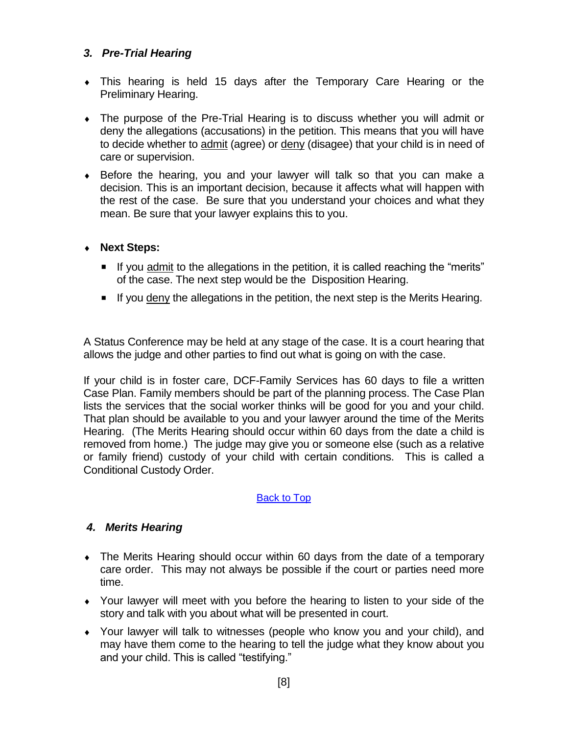### *3. Pre-Trial Hearing*

- This hearing is held 15 days after the Temporary Care Hearing or the Preliminary Hearing.
- The purpose of the Pre-Trial Hearing is to discuss whether you will admit or deny the allegations (accusations) in the petition. This means that you will have to decide whether to <u>admit</u> (agree) or <u>deny</u> (disagee) that your child is in need of care or supervision.
- Before the hearing, you and your lawyer will talk so that you can make a decision. This is an important decision, because it affects what will happen with the rest of the case. Be sure that you understand your choices and what they mean. Be sure that your lawyer explains this to you.
- **Next Steps:**
  - If you <u>admit</u> to the allegations in the petition, it is called reaching the "merits" of the case. The next step would be the Disposition Hearing.
  - If you <u>deny</u> the allegations in the petition, the next step is the Merits Hearing.

A Status Conference may be held at any stage of the case. It is a court hearing that allows the judge and other parties to find out what is going on with the case.

If your child is in foster care, DCF-Family Services has 60 days to file a written Case Plan. Family members should be part of the planning process. The Case Plan lists the services that the social worker thinks will be good for you and your child. That plan should be available to you and your lawyer around the time of the Merits Hearing. (The Merits Hearing should occur within 60 days from the date a child is removed from home.) The judge may give you or someone else (such as a relative or family friend) custody of your child with certain conditions. This is called a Conditional Custody Order.

Back to Top

### *4. Merits Hearing*

- The Merits Hearing should occur within 60 days from the date of a temporary care order. This may not always be possible if the court or parties need more time.
- Your lawyer will meet with you before the hearing to listen to your side of the story and talk with you about what will be presented in court.
- Your lawyer will talk to witnesses (people who know you and your child), and may have them come to the hearing to tell the judge what they know about you and your child. This is called "testifying."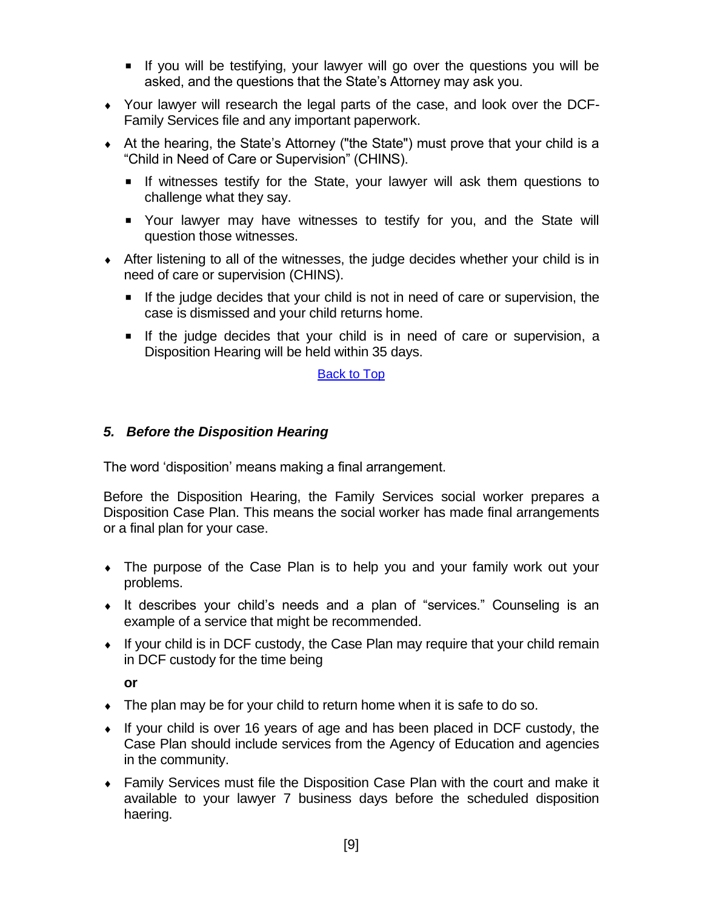- If you will be testifying, your lawyer will go over the questions you will be asked, and the questions that the State's Attorney may ask you.
- Your lawyer will research the legal parts of the case, and look over the DCF-Family Services file and any important paperwork.
- At the hearing, the State's Attorney ("the State") must prove that your child is a "Child in Need of Care or Supervision" (CHINS).
    - If witnesses testify for the State, your lawyer will ask them questions to challenge what they say.
    - Your lawyer may have witnesses to testify for you, and the State will question those witnesses.
- After listening to all of the witnesses, the judge decides whether your child is in need of care or supervision (CHINS).
    - If the judge decides that your child is not in need of care or supervision, the case is dismissed and your child returns home.
    - If the judge decides that your child is in need of care or supervision, a Disposition Hearing will be held within 35 days.

Back to Top

### *5. Before the Disposition Hearing*

The word 'disposition' means making a final arrangement.

Before the Disposition Hearing, the Family Services social worker prepares a Disposition Case Plan. This means the social worker has made final arrangements or a final plan for your case.

- The purpose of the Case Plan is to help you and your family work out your problems.
- It describes your child's needs and a plan of "services." Counseling is an example of a service that might be recommended.
- If your child is in DCF custody, the Case Plan may require that your child remain in DCF custody for the time being

  **or**

- The plan may be for your child to return home when it is safe to do so.
- If your child is over 16 years of age and has been placed in DCF custody, the Case Plan should include services from the Agency of Education and agencies in the community.
- Family Services must file the Disposition Case Plan with the court and make it available to your lawyer 7 business days before the scheduled disposition haering.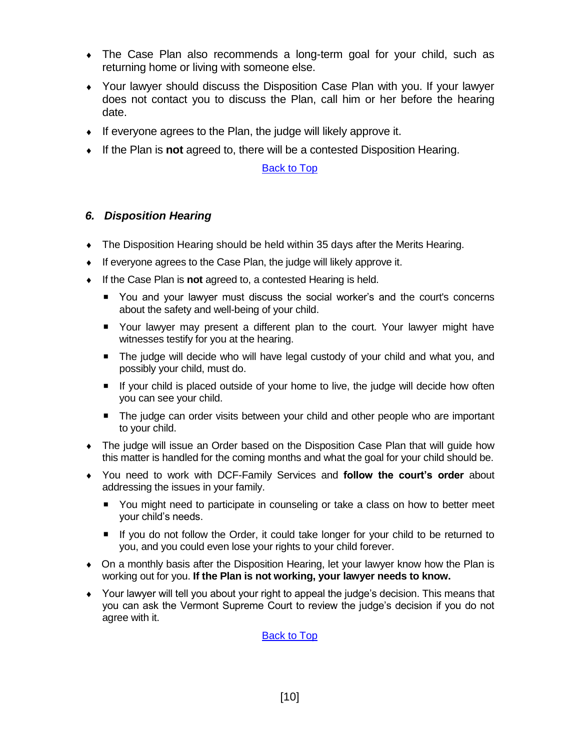- The Case Plan also recommends a long-term goal for your child, such as returning home or living with someone else.
- Your lawyer should discuss the Disposition Case Plan with you. If your lawyer does not contact you to discuss the Plan, call him or her before the hearing date.
- If everyone agrees to the Plan, the judge will likely approve it.
- If the Plan is **not** agreed to, there will be a contested Disposition Hearing.

Back to Top

### *6. Disposition Hearing*

- The Disposition Hearing should be held within 35 days after the Merits Hearing.
- If everyone agrees to the Case Plan, the judge will likely approve it.
- If the Case Plan is **not** agreed to, a contested Hearing is held.
  - You and your lawyer must discuss the social worker's and the court's concerns about the safety and well-being of your child.
  - Your lawyer may present a different plan to the court. Your lawyer might have witnesses testify for you at the hearing.
  - The judge will decide who will have legal custody of your child and what you, and possibly your child, must do.
  - If your child is placed outside of your home to live, the judge will decide how often you can see your child.
  - The judge can order visits between your child and other people who are important to your child.
- The judge will issue an Order based on the Disposition Case Plan that will guide how this matter is handled for the coming months and what the goal for your child should be.
- You need to work with DCF-Family Services and **follow the court's order** about addressing the issues in your family.
  - You might need to participate in counseling or take a class on how to better meet your child's needs.
  - If you do not follow the Order, it could take longer for your child to be returned to you, and you could even lose your rights to your child forever.
- On a monthly basis after the Disposition Hearing, let your lawyer know how the Plan is working out for you. **If the Plan is not working, your lawyer needs to know.**
- Your lawyer will tell you about your right to appeal the judge's decision. This means that you can ask the Vermont Supreme Court to review the judge's decision if you do not agree with it.

Back to Top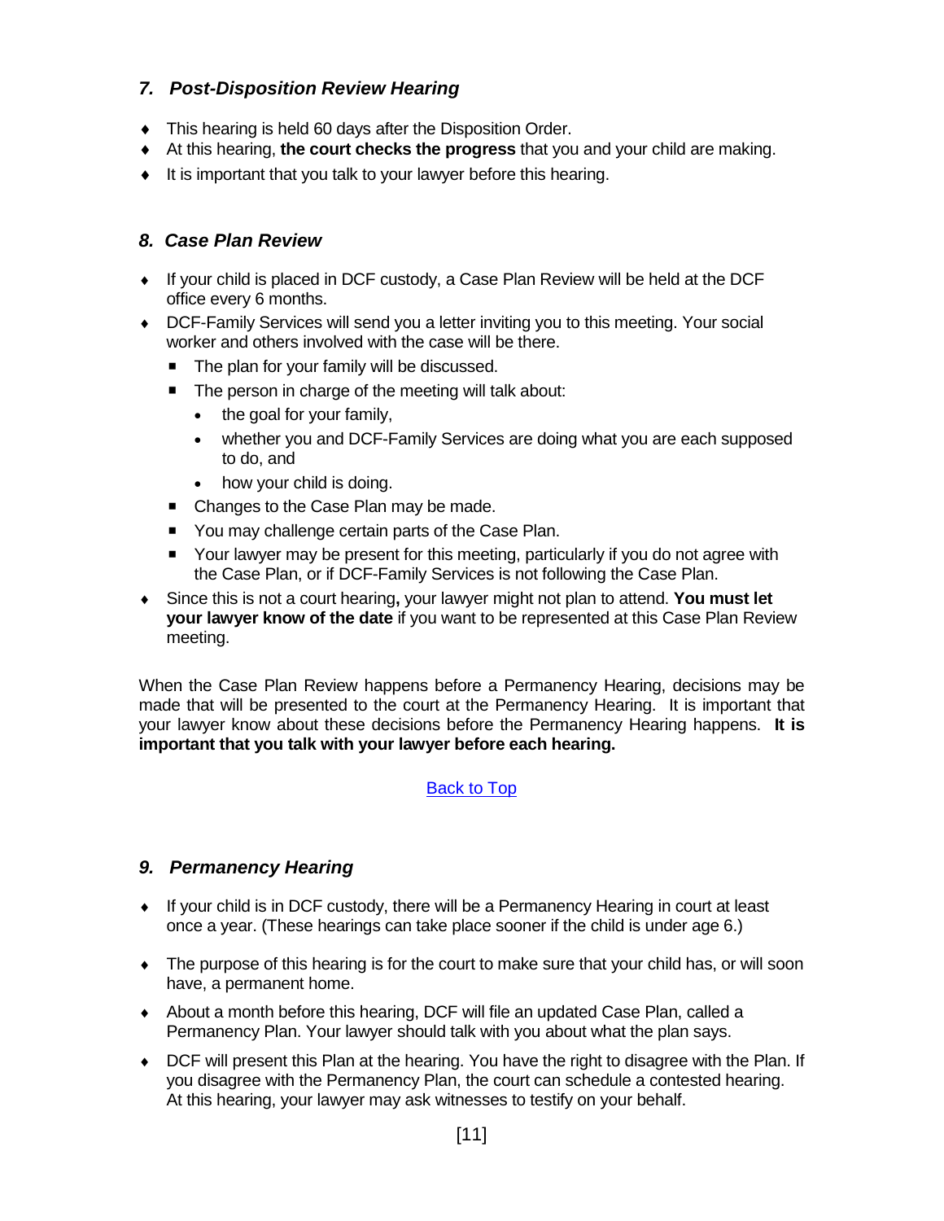### *7. Post-Disposition Review Hearing*

- This hearing is held 60 days after the Disposition Order.
- At this hearing, **the court checks the progress** that you and your child are making.
- It is important that you talk to your lawyer before this hearing.

### *8. Case Plan Review*

- If your child is placed in DCF custody, a Case Plan Review will be held at the DCF office every 6 months.
- DCF-Family Services will send you a letter inviting you to this meeting. Your social worker and others involved with the case will be there.
  - The plan for your family will be discussed.
  - The person in charge of the meeting will talk about:
    - the goal for your family,
    - whether you and DCF-Family Services are doing what you are each supposed to do, and
    - how your child is doing.
  - Changes to the Case Plan may be made.
  - You may challenge certain parts of the Case Plan.
  - Your lawyer may be present for this meeting, particularly if you do not agree with the Case Plan, or if DCF-Family Services is not following the Case Plan.
- Since this is not a court hearing**,** your lawyer might not plan to attend. **You must let your lawyer know of the date** if you want to be represented at this Case Plan Review meeting.

When the Case Plan Review happens before a Permanency Hearing, decisions may be made that will be presented to the court at the Permanency Hearing. It is important that your lawyer know about these decisions before the Permanency Hearing happens. **It is important that you talk with your lawyer before each hearing.**

[Back to Top]

### *9. Permanency Hearing*

- If your child is in DCF custody, there will be a Permanency Hearing in court at least once a year. (These hearings can take place sooner if the child is under age 6.)
- The purpose of this hearing is for the court to make sure that your child has, or will soon have, a permanent home.
- About a month before this hearing, DCF will file an updated Case Plan, called a Permanency Plan. Your lawyer should talk with you about what the plan says.
- DCF will present this Plan at the hearing. You have the right to disagree with the Plan. If you disagree with the Permanency Plan, the court can schedule a contested hearing. At this hearing, your lawyer may ask witnesses to testify on your behalf.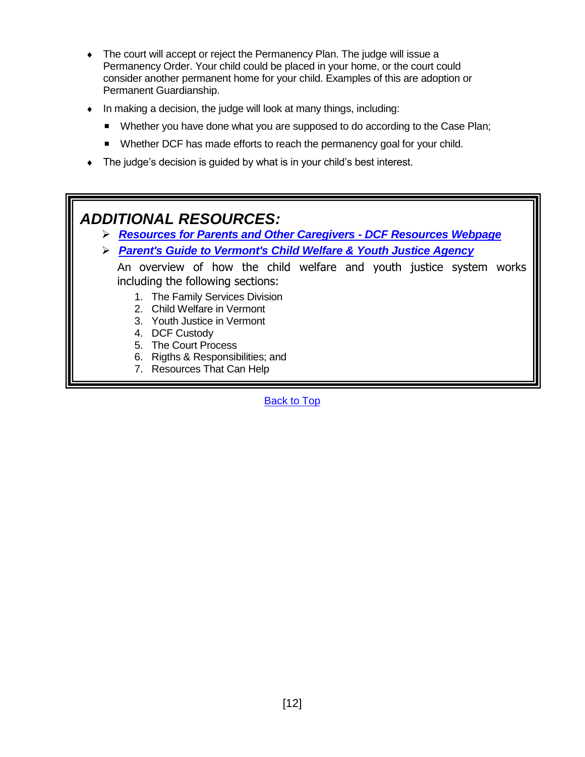- The court will accept or reject the Permanency Plan. The judge will issue a Permanency Order. Your child could be placed in your home, or the court could consider another permanent home for your child. Examples of this are adoption or Permanent Guardianship.
- In making a decision, the judge will look at many things, including:
  - Whether you have done what you are supposed to do according to the Case Plan;
  - Whether DCF has made efforts to reach the permanency goal for your child.
- The judge's decision is guided by what is in your child's best interest.

## *ADDITIONAL RESOURCES:*

- ***Resources for Parents and Other Caregivers - DCF Resources Webpage***
- ***Parent's Guide to Vermont's Child Welfare & Youth Justice Agency***

  An overview of how the child welfare and youth justice system works including the following sections:

  1. The Family Services Division
  2. Child Welfare in Vermont
  3. Youth Justice in Vermont
  4. DCF Custody
  5. The Court Process
  6. Rigths & Responsibilities; and
  7. Resources That Can Help

Back to Top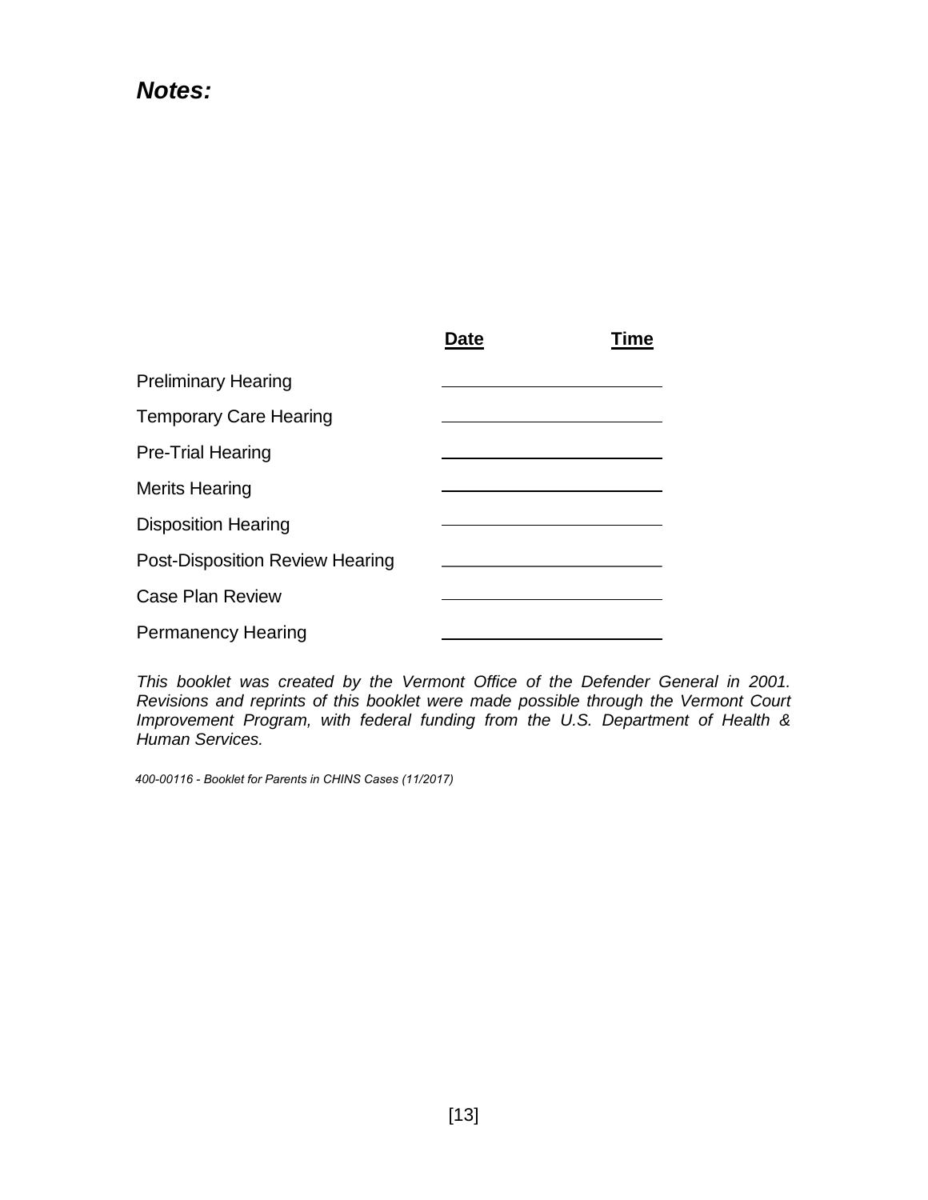***Notes:***

| | Date | Time |
|---|---|---|
| Preliminary Hearing | | |
| Temporary Care Hearing | | |
| Pre-Trial Hearing | | |
| Merits Hearing | | |
| Disposition Hearing | | |
| Post-Disposition Review Hearing | | |
| Case Plan Review | | |
| Permanency Hearing | | |

*This booklet was created by the Vermont Office of the Defender General in 2001. Revisions and reprints of this booklet were made possible through the Vermont Court Improvement Program, with federal funding from the U.S. Department of Health & Human Services.*

*400-00116 - Booklet for Parents in CHINS Cases (11/2017)*